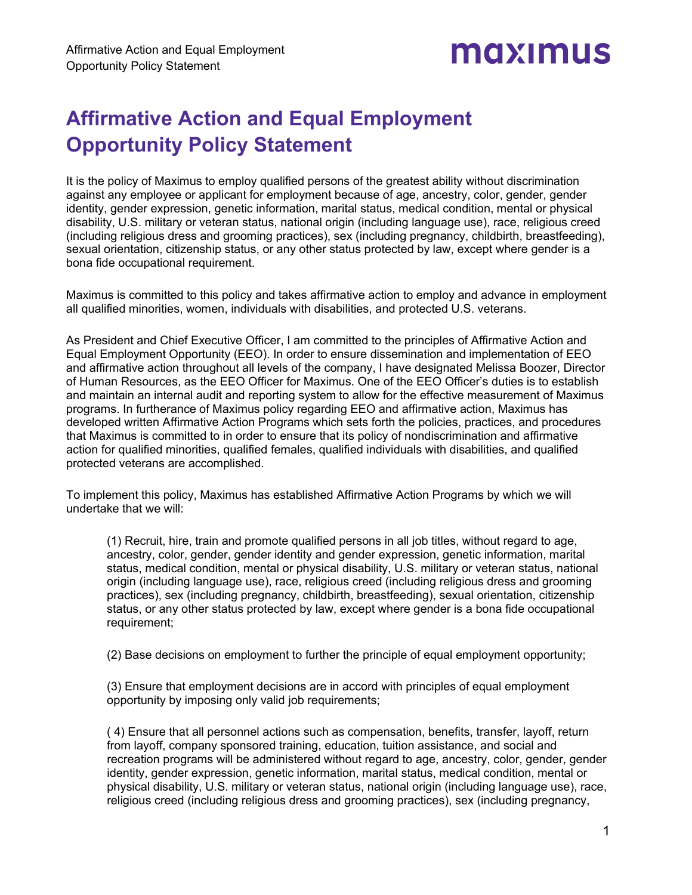# Affirmative Action and Equal Employment Opportunity Policy Statement

It is the policy of Maximus to employ qualified persons of the greatest ability without discrimination against any employee or applicant for employment because of age, ancestry, color, gender, gender identity, gender expression, genetic information, marital status, medical condition, mental or physical disability, U.S. military or veteran status, national origin (including language use), race, religious creed (including religious dress and grooming practices), sex (including pregnancy, childbirth, breastfeeding), sexual orientation, citizenship status, or any other status protected by law, except where gender is a bona fide occupational requirement.

Maximus is committed to this policy and takes affirmative action to employ and advance in employment all qualified minorities, women, individuals with disabilities, and protected U.S. veterans.

As President and Chief Executive Officer, I am committed to the principles of Affirmative Action and Equal Employment Opportunity (EEO). In order to ensure dissemination and implementation of EEO and affirmative action throughout all levels of the company, I have designated Melissa Boozer, Director of Human Resources, as the EEO Officer for Maximus. One of the EEO Officer's duties is to establish and maintain an internal audit and reporting system to allow for the effective measurement of Maximus programs. In furtherance of Maximus policy regarding EEO and affirmative action, Maximus has developed written Affirmative Action Programs which sets forth the policies, practices, and procedures that Maximus is committed to in order to ensure that its policy of nondiscrimination and affirmative action for qualified minorities, qualified females, qualified individuals with disabilities, and qualified protected veterans are accomplished.

To implement this policy, Maximus has established Affirmative Action Programs by which we will undertake that we will:

(1) Recruit, hire, train and promote qualified persons in all job titles, without regard to age, ancestry, color, gender, gender identity and gender expression, genetic information, marital status, medical condition, mental or physical disability, U.S. military or veteran status, national origin (including language use), race, religious creed (including religious dress and grooming practices), sex (including pregnancy, childbirth, breastfeeding), sexual orientation, citizenship status, or any other status protected by law, except where gender is a bona fide occupational requirement;

(2) Base decisions on employment to further the principle of equal employment opportunity;

(3) Ensure that employment decisions are in accord with principles of equal employment opportunity by imposing only valid job requirements;

( 4) Ensure that all personnel actions such as compensation, benefits, transfer, layoff, return from layoff, company sponsored training, education, tuition assistance, and social and recreation programs will be administered without regard to age, ancestry, color, gender, gender identity, gender expression, genetic information, marital status, medical condition, mental or physical disability, U.S. military or veteran status, national origin (including language use), race, religious creed (including religious dress and grooming practices), sex (including pregnancy,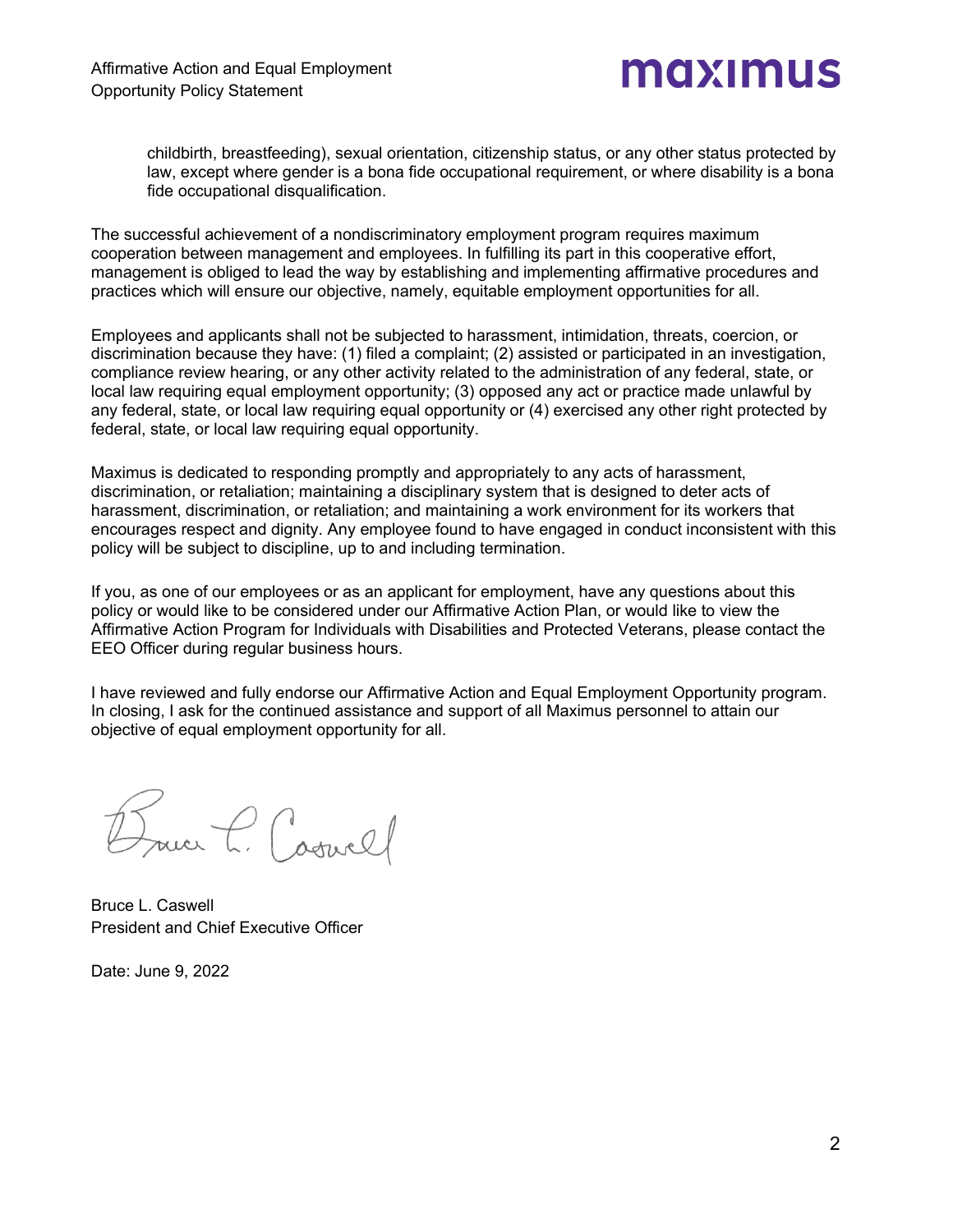childbirth, breastfeeding), sexual orientation, citizenship status, or any other status protected by law, except where gender is a bona fide occupational requirement, or where disability is a bona fide occupational disqualification.

The successful achievement of a nondiscriminatory employment program requires maximum cooperation between management and employees. In fulfilling its part in this cooperative effort, management is obliged to lead the way by establishing and implementing affirmative procedures and practices which will ensure our objective, namely, equitable employment opportunities for all.

Employees and applicants shall not be subjected to harassment, intimidation, threats, coercion, or discrimination because they have: (1) filed a complaint; (2) assisted or participated in an investigation, compliance review hearing, or any other activity related to the administration of any federal, state, or local law requiring equal employment opportunity; (3) opposed any act or practice made unlawful by any federal, state, or local law requiring equal opportunity or (4) exercised any other right protected by federal, state, or local law requiring equal opportunity.

Maximus is dedicated to responding promptly and appropriately to any acts of harassment, discrimination, or retaliation; maintaining a disciplinary system that is designed to deter acts of harassment, discrimination, or retaliation; and maintaining a work environment for its workers that encourages respect and dignity. Any employee found to have engaged in conduct inconsistent with this policy will be subject to discipline, up to and including termination.

If you, as one of our employees or as an applicant for employment, have any questions about this policy or would like to be considered under our Affirmative Action Plan, or would like to view the Affirmative Action Program for Individuals with Disabilities and Protected Veterans, please contact the EEO Officer during regular business hours.

I have reviewed and fully endorse our Affirmative Action and Equal Employment Opportunity program. In closing, I ask for the continued assistance and support of all Maximus personnel to attain our objective of equal employment opportunity for all.

Bruce L. Caswell
President and Chief Executive Officer

Date: June 9, 2022